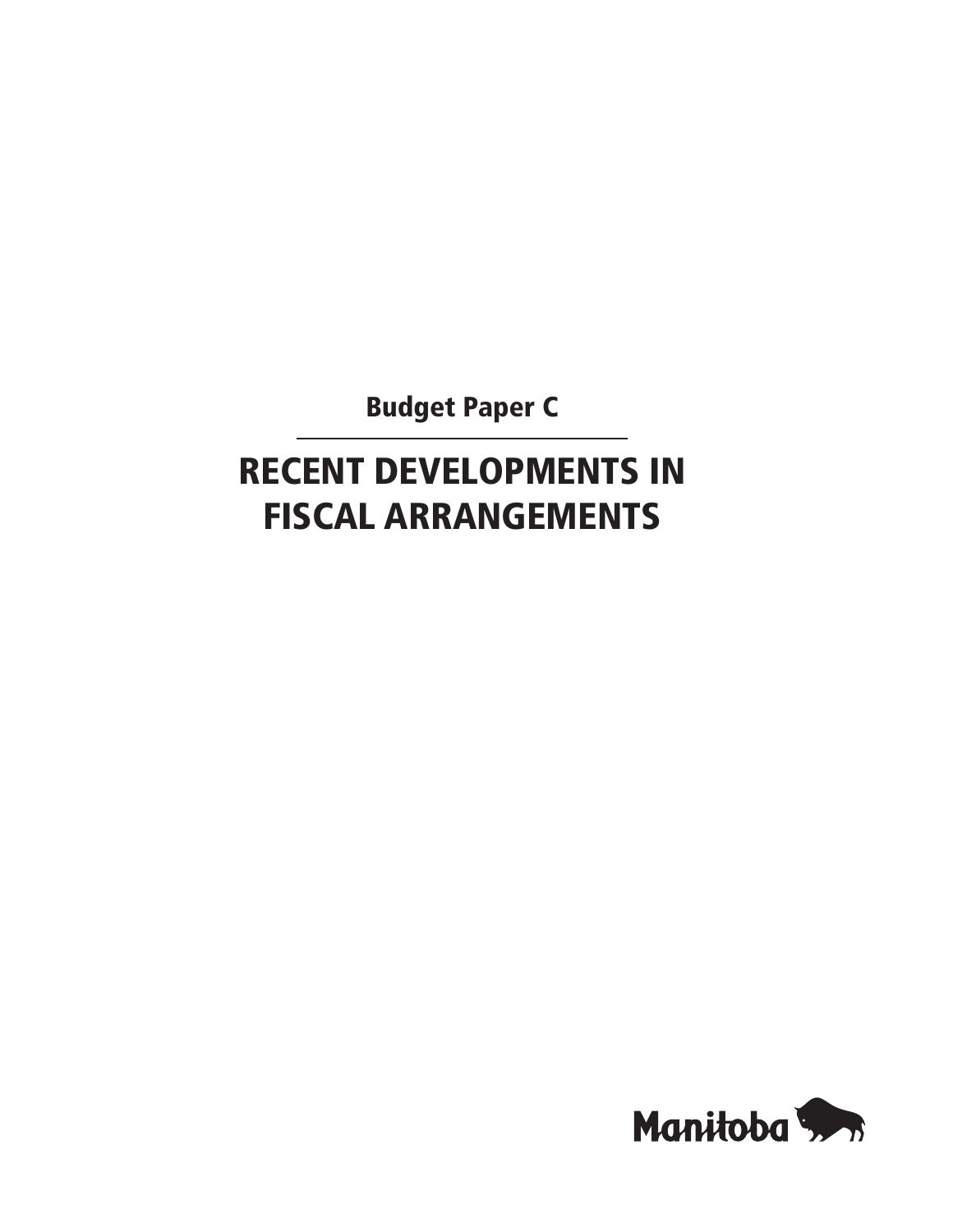Budget Paper C

# RECENT DEVELOPMENTS IN FISCAL ARRANGEMENTS

Manitoba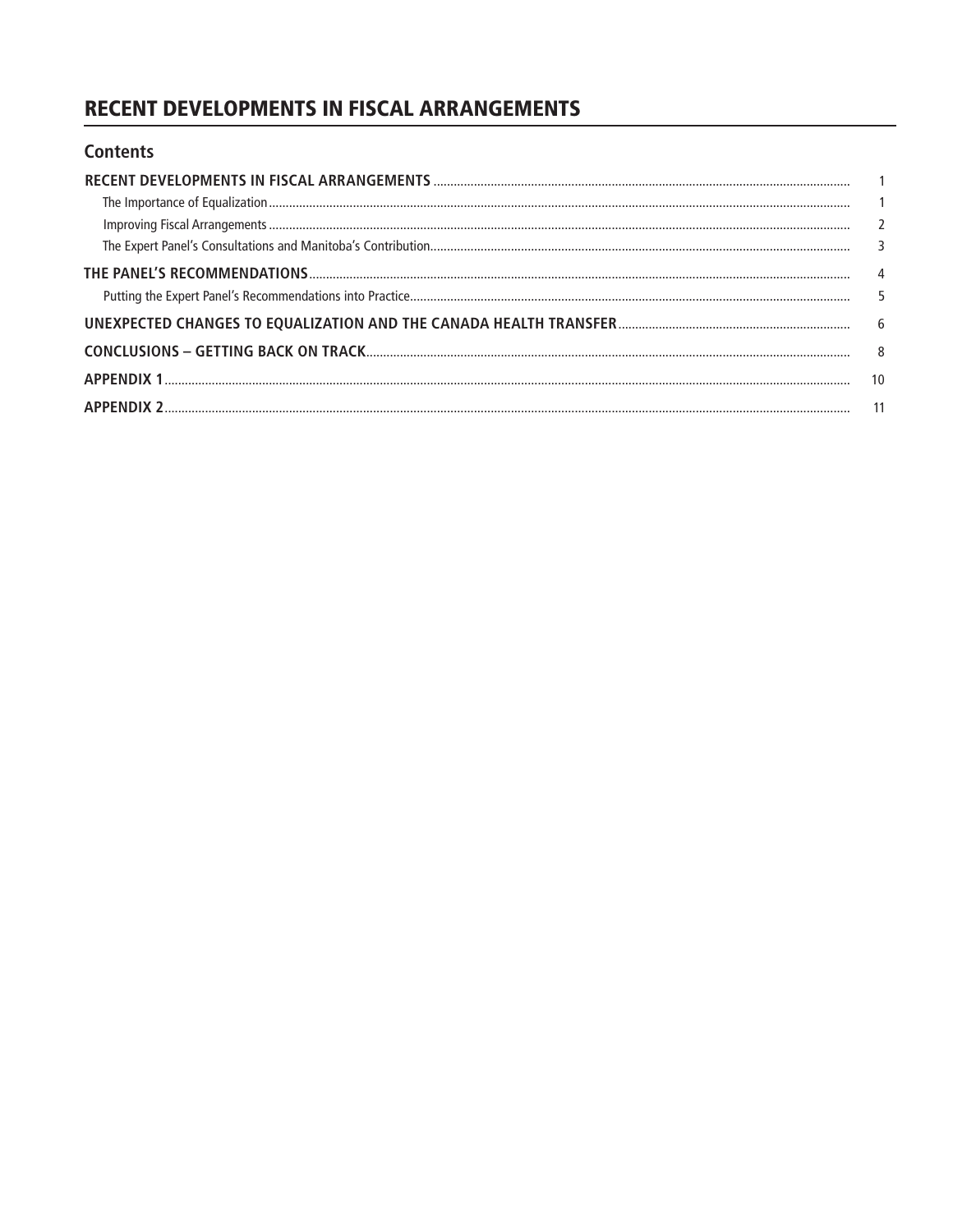# RECENT DEVELOPMENTS IN FISCAL ARRANGEMENTS

## Contents

| | |
|---|---|
| **RECENT DEVELOPMENTS IN FISCAL ARRANGEMENTS** | 1 |
| The Importance of Equalization | 1 |
| Improving Fiscal Arrangements | 2 |
| The Expert Panel's Consultations and Manitoba's Contribution | 3 |
| **THE PANEL'S RECOMMENDATIONS** | 4 |
| Putting the Expert Panel's Recommendations into Practice | 5 |
| **UNEXPECTED CHANGES TO EQUALIZATION AND THE CANADA HEALTH TRANSFER** | 6 |
| **CONCLUSIONS – GETTING BACK ON TRACK** | 8 |
| **APPENDIX 1** | 10 |
| **APPENDIX 2** | 11 |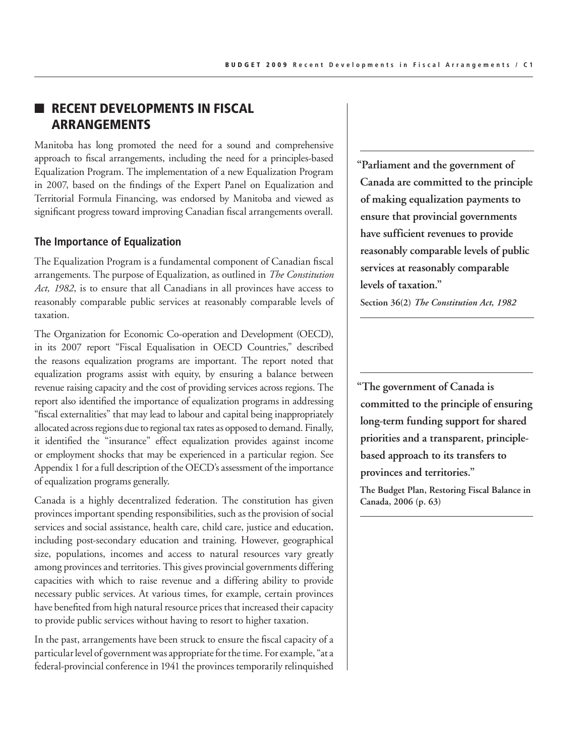## RECENT DEVELOPMENTS IN FISCAL ARRANGEMENTS

Manitoba has long promoted the need for a sound and comprehensive approach to fiscal arrangements, including the need for a principles-based Equalization Program. The implementation of a new Equalization Program in 2007, based on the findings of the Expert Panel on Equalization and Territorial Formula Financing, was endorsed by Manitoba and viewed as significant progress toward improving Canadian fiscal arrangements overall.

### The Importance of Equalization

The Equalization Program is a fundamental component of Canadian fiscal arrangements. The purpose of Equalization, as outlined in *The Constitution Act, 1982*, is to ensure that all Canadians in all provinces have access to reasonably comparable public services at reasonably comparable levels of taxation.

The Organization for Economic Co-operation and Development (OECD), in its 2007 report "Fiscal Equalisation in OECD Countries," described the reasons equalization programs are important. The report noted that equalization programs assist with equity, by ensuring a balance between revenue raising capacity and the cost of providing services across regions. The report also identified the importance of equalization programs in addressing "fiscal externalities" that may lead to labour and capital being inappropriately allocated across regions due to regional tax rates as opposed to demand. Finally, it identified the "insurance" effect equalization provides against income or employment shocks that may be experienced in a particular region. See Appendix 1 for a full description of the OECD's assessment of the importance of equalization programs generally.

Canada is a highly decentralized federation. The constitution has given provinces important spending responsibilities, such as the provision of social services and social assistance, health care, child care, justice and education, including post-secondary education and training. However, geographical size, populations, incomes and access to natural resources vary greatly among provinces and territories. This gives provincial governments differing capacities with which to raise revenue and a differing ability to provide necessary public services. At various times, for example, certain provinces have benefited from high natural resource prices that increased their capacity to provide public services without having to resort to higher taxation.

In the past, arrangements have been struck to ensure the fiscal capacity of a particular level of government was appropriate for the time. For example, "at a federal-provincial conference in 1941 the provinces temporarily relinquished

> **"Parliament and the government of Canada are committed to the principle of making equalization payments to ensure that provincial governments have sufficient revenues to provide reasonably comparable levels of public services at reasonably comparable levels of taxation."**
>
> **Section 36(2)** ***The Constitution Act, 1982***

> **"The government of Canada is committed to the principle of ensuring long-term funding support for shared priorities and a transparent, principle-based approach to its transfers to provinces and territories."**
>
> **The Budget Plan, Restoring Fiscal Balance in Canada, 2006 (p. 63)**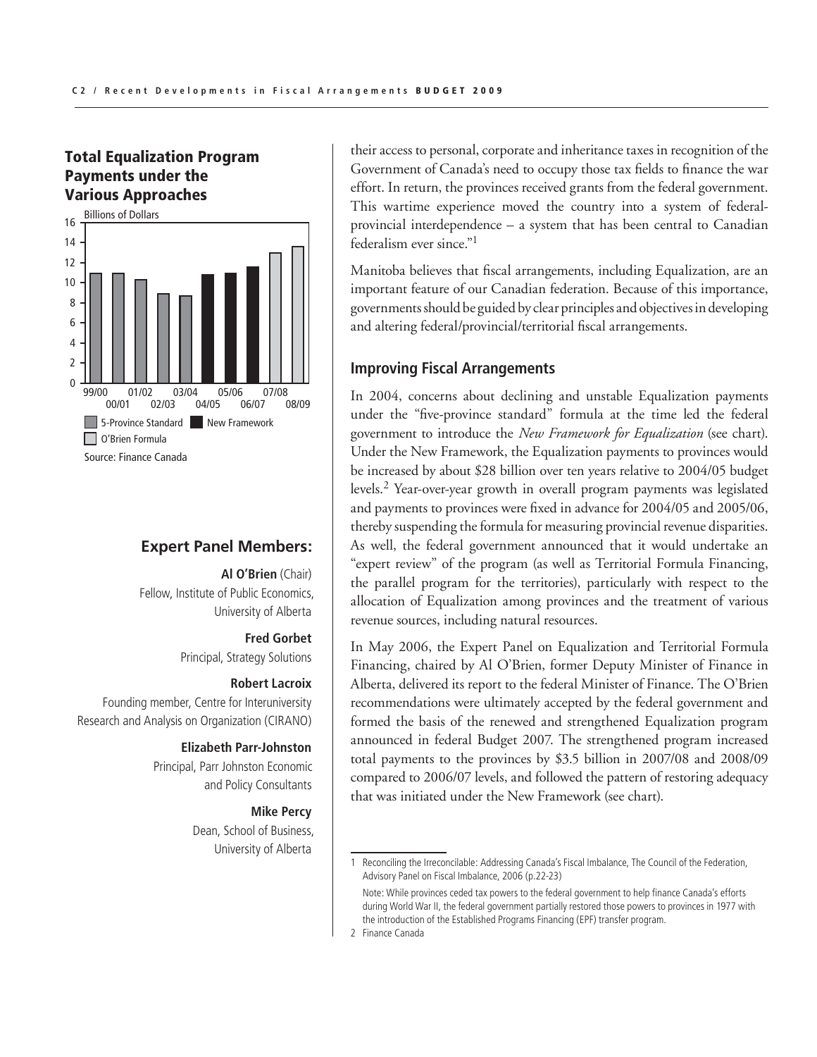### Total Equalization Program Payments under the Various Approaches

Billions of Dollars

Legend: 5-Province Standard; New Framework; O'Brien Formula

Source: Finance Canada

### Expert Panel Members:

**Al O'Brien** (Chair)
Fellow, Institute of Public Economics, University of Alberta

**Fred Gorbet**
Principal, Strategy Solutions

**Robert Lacroix**
Founding member, Centre for Interuniversity Research and Analysis on Organization (CIRANO)

**Elizabeth Parr-Johnston**
Principal, Parr Johnston Economic and Policy Consultants

**Mike Percy**
Dean, School of Business, University of Alberta

their access to personal, corporate and inheritance taxes in recognition of the Government of Canada's need to occupy those tax fields to finance the war effort. In return, the provinces received grants from the federal government. This wartime experience moved the country into a system of federal-provincial interdependence – a system that has been central to Canadian federalism ever since."[1]

Manitoba believes that fiscal arrangements, including Equalization, are an important feature of our Canadian federation. Because of this importance, governments should be guided by clear principles and objectives in developing and altering federal/provincial/territorial fiscal arrangements.

## Improving Fiscal Arrangements

In 2004, concerns about declining and unstable Equalization payments under the "five-province standard" formula at the time led the federal government to introduce the *New Framework for Equalization* (see chart). Under the New Framework, the Equalization payments to provinces would be increased by about $28 billion over ten years relative to 2004/05 budget levels.[2] Year-over-year growth in overall program payments was legislated and payments to provinces were fixed in advance for 2004/05 and 2005/06, thereby suspending the formula for measuring provincial revenue disparities. As well, the federal government announced that it would undertake an "expert review" of the program (as well as Territorial Formula Financing, the parallel program for the territories), particularly with respect to the allocation of Equalization among provinces and the treatment of various revenue sources, including natural resources.

In May 2006, the Expert Panel on Equalization and Territorial Formula Financing, chaired by Al O'Brien, former Deputy Minister of Finance in Alberta, delivered its report to the federal Minister of Finance. The O'Brien recommendations were ultimately accepted by the federal government and formed the basis of the renewed and strengthened Equalization program announced in federal Budget 2007. The strengthened program increased total payments to the provinces by $3.5 billion in 2007/08 and 2008/09 compared to 2006/07 levels, and followed the pattern of restoring adequacy that was initiated under the New Framework (see chart).

---

1 Reconciling the Irreconcilable: Addressing Canada's Fiscal Imbalance, The Council of the Federation, Advisory Panel on Fiscal Imbalance, 2006 (p.22-23)

Note: While provinces ceded tax powers to the federal government to help finance Canada's efforts during World War II, the federal government partially restored those powers to provinces in 1977 with the introduction of the Established Programs Financing (EPF) transfer program.

2 Finance Canada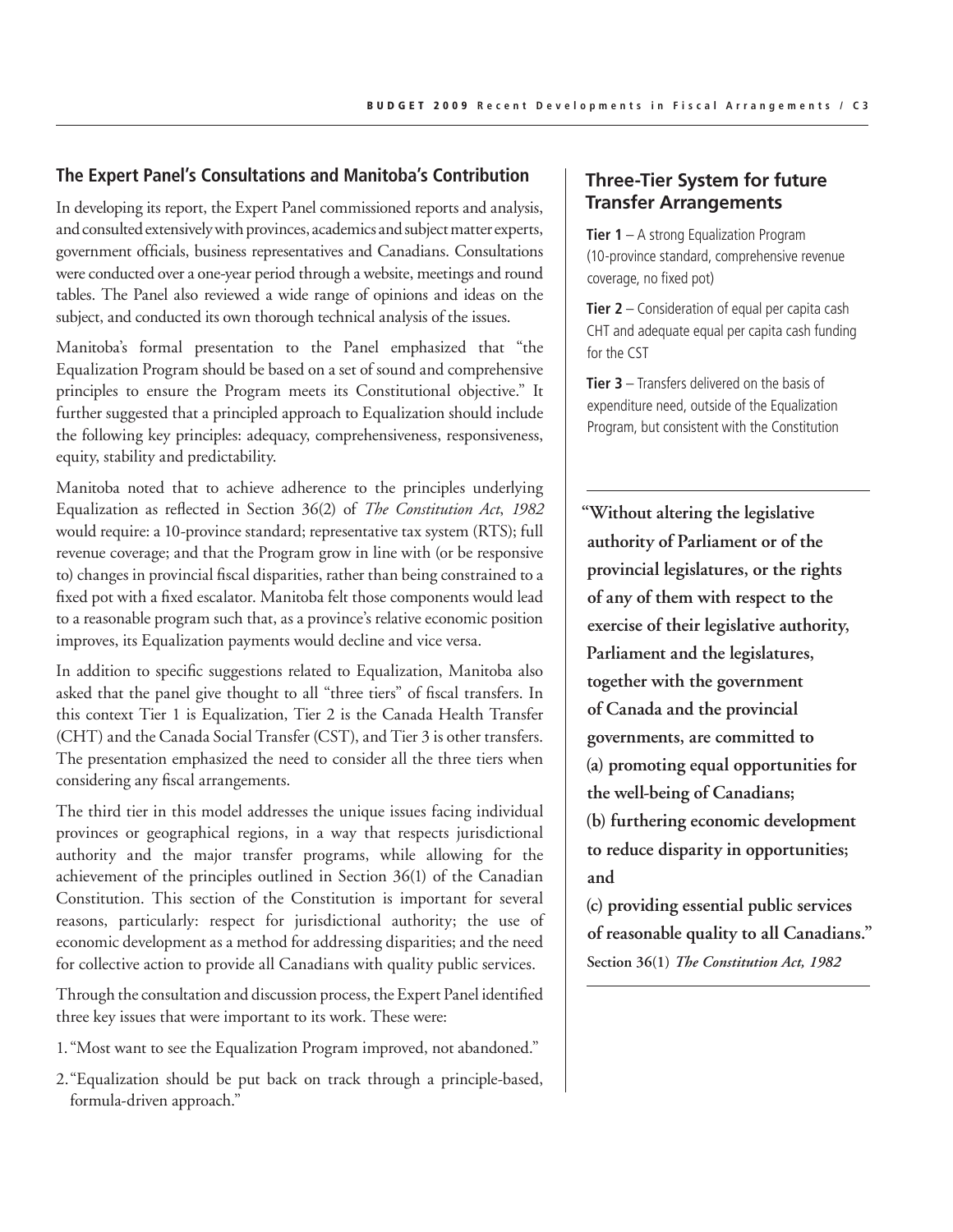## The Expert Panel's Consultations and Manitoba's Contribution

In developing its report, the Expert Panel commissioned reports and analysis, and consulted extensively with provinces, academics and subject matter experts, government officials, business representatives and Canadians. Consultations were conducted over a one-year period through a website, meetings and round tables. The Panel also reviewed a wide range of opinions and ideas on the subject, and conducted its own thorough technical analysis of the issues.

Manitoba's formal presentation to the Panel emphasized that "the Equalization Program should be based on a set of sound and comprehensive principles to ensure the Program meets its Constitutional objective." It further suggested that a principled approach to Equalization should include the following key principles: adequacy, comprehensiveness, responsiveness, equity, stability and predictability.

Manitoba noted that to achieve adherence to the principles underlying Equalization as reflected in Section 36(2) of *The Constitution Act, 1982* would require: a 10-province standard; representative tax system (RTS); full revenue coverage; and that the Program grow in line with (or be responsive to) changes in provincial fiscal disparities, rather than being constrained to a fixed pot with a fixed escalator. Manitoba felt those components would lead to a reasonable program such that, as a province's relative economic position improves, its Equalization payments would decline and vice versa.

In addition to specific suggestions related to Equalization, Manitoba also asked that the panel give thought to all "three tiers" of fiscal transfers. In this context Tier 1 is Equalization, Tier 2 is the Canada Health Transfer (CHT) and the Canada Social Transfer (CST), and Tier 3 is other transfers. The presentation emphasized the need to consider all the three tiers when considering any fiscal arrangements.

The third tier in this model addresses the unique issues facing individual provinces or geographical regions, in a way that respects jurisdictional authority and the major transfer programs, while allowing for the achievement of the principles outlined in Section 36(1) of the Canadian Constitution. This section of the Constitution is important for several reasons, particularly: respect for jurisdictional authority; the use of economic development as a method for addressing disparities; and the need for collective action to provide all Canadians with quality public services.

Through the consultation and discussion process, the Expert Panel identified three key issues that were important to its work. These were:

1. "Most want to see the Equalization Program improved, not abandoned."
2. "Equalization should be put back on track through a principle-based, formula-driven approach."

### Three-Tier System for future Transfer Arrangements

**Tier 1** – A strong Equalization Program (10-province standard, comprehensive revenue coverage, no fixed pot)

**Tier 2** – Consideration of equal per capita cash CHT and adequate equal per capita cash funding for the CST

**Tier 3** – Transfers delivered on the basis of expenditure need, outside of the Equalization Program, but consistent with the Constitution

**"Without altering the legislative authority of Parliament or of the provincial legislatures, or the rights of any of them with respect to the exercise of their legislative authority, Parliament and the legislatures, together with the government of Canada and the provincial governments, are committed to**
**(a) promoting equal opportunities for the well-being of Canadians;**
**(b) furthering economic development to reduce disparity in opportunities; and**
**(c) providing essential public services of reasonable quality to all Canadians."**
**Section 36(1)** ***The Constitution Act, 1982***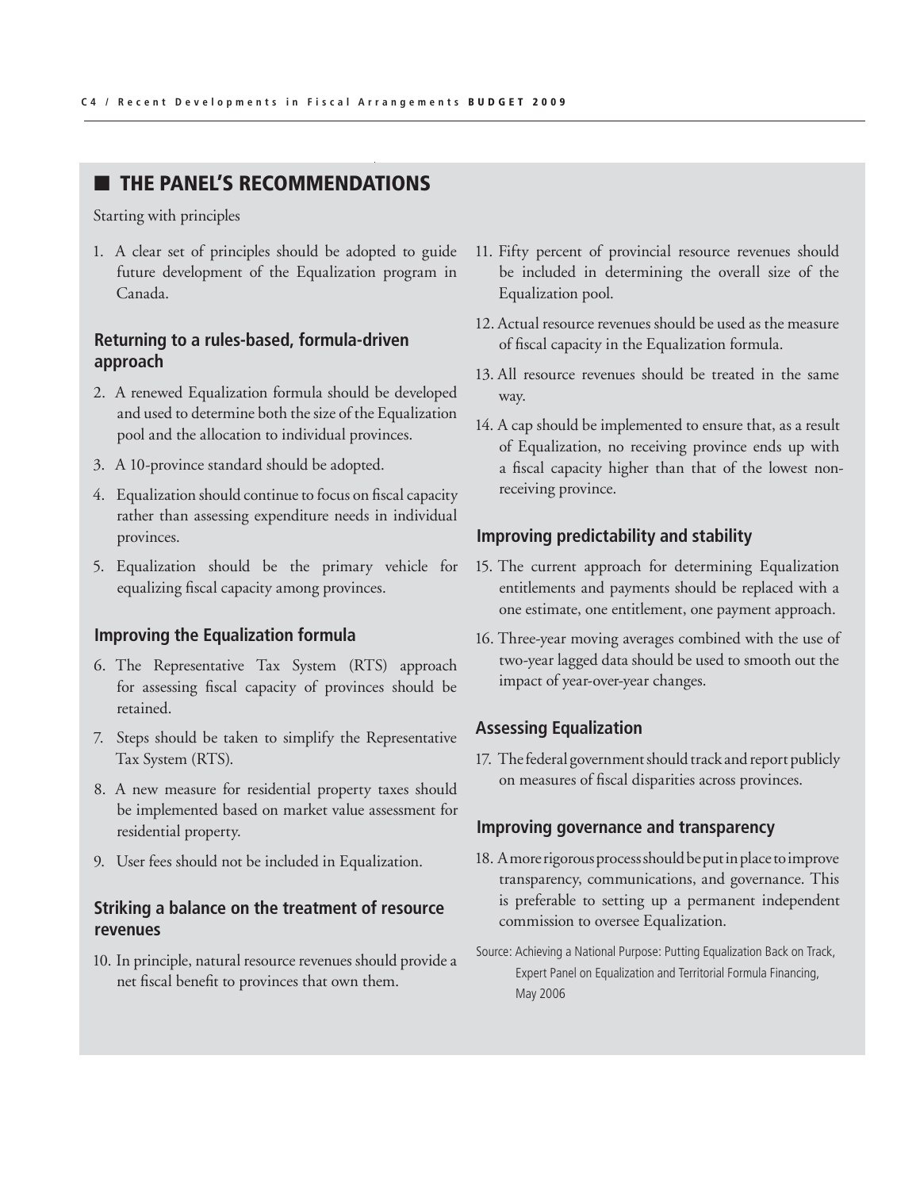## THE PANEL'S RECOMMENDATIONS

Starting with principles

1. A clear set of principles should be adopted to guide future development of the Equalization program in Canada.

### Returning to a rules-based, formula-driven approach

2. A renewed Equalization formula should be developed and used to determine both the size of the Equalization pool and the allocation to individual provinces.
3. A 10-province standard should be adopted.
4. Equalization should continue to focus on fiscal capacity rather than assessing expenditure needs in individual provinces.
5. Equalization should be the primary vehicle for equalizing fiscal capacity among provinces.

### Improving the Equalization formula

6. The Representative Tax System (RTS) approach for assessing fiscal capacity of provinces should be retained.
7. Steps should be taken to simplify the Representative Tax System (RTS).
8. A new measure for residential property taxes should be implemented based on market value assessment for residential property.
9. User fees should not be included in Equalization.

### Striking a balance on the treatment of resource revenues

10. In principle, natural resource revenues should provide a net fiscal benefit to provinces that own them.
11. Fifty percent of provincial resource revenues should be included in determining the overall size of the Equalization pool.
12. Actual resource revenues should be used as the measure of fiscal capacity in the Equalization formula.
13. All resource revenues should be treated in the same way.
14. A cap should be implemented to ensure that, as a result of Equalization, no receiving province ends up with a fiscal capacity higher than that of the lowest non-receiving province.

### Improving predictability and stability

15. The current approach for determining Equalization entitlements and payments should be replaced with a one estimate, one entitlement, one payment approach.
16. Three-year moving averages combined with the use of two-year lagged data should be used to smooth out the impact of year-over-year changes.

### Assessing Equalization

17. The federal government should track and report publicly on measures of fiscal disparities across provinces.

### Improving governance and transparency

18. A more rigorous process should be put in place to improve transparency, communications, and governance. This is preferable to setting up a permanent independent commission to oversee Equalization.

Source: Achieving a National Purpose: Putting Equalization Back on Track, Expert Panel on Equalization and Territorial Formula Financing, May 2006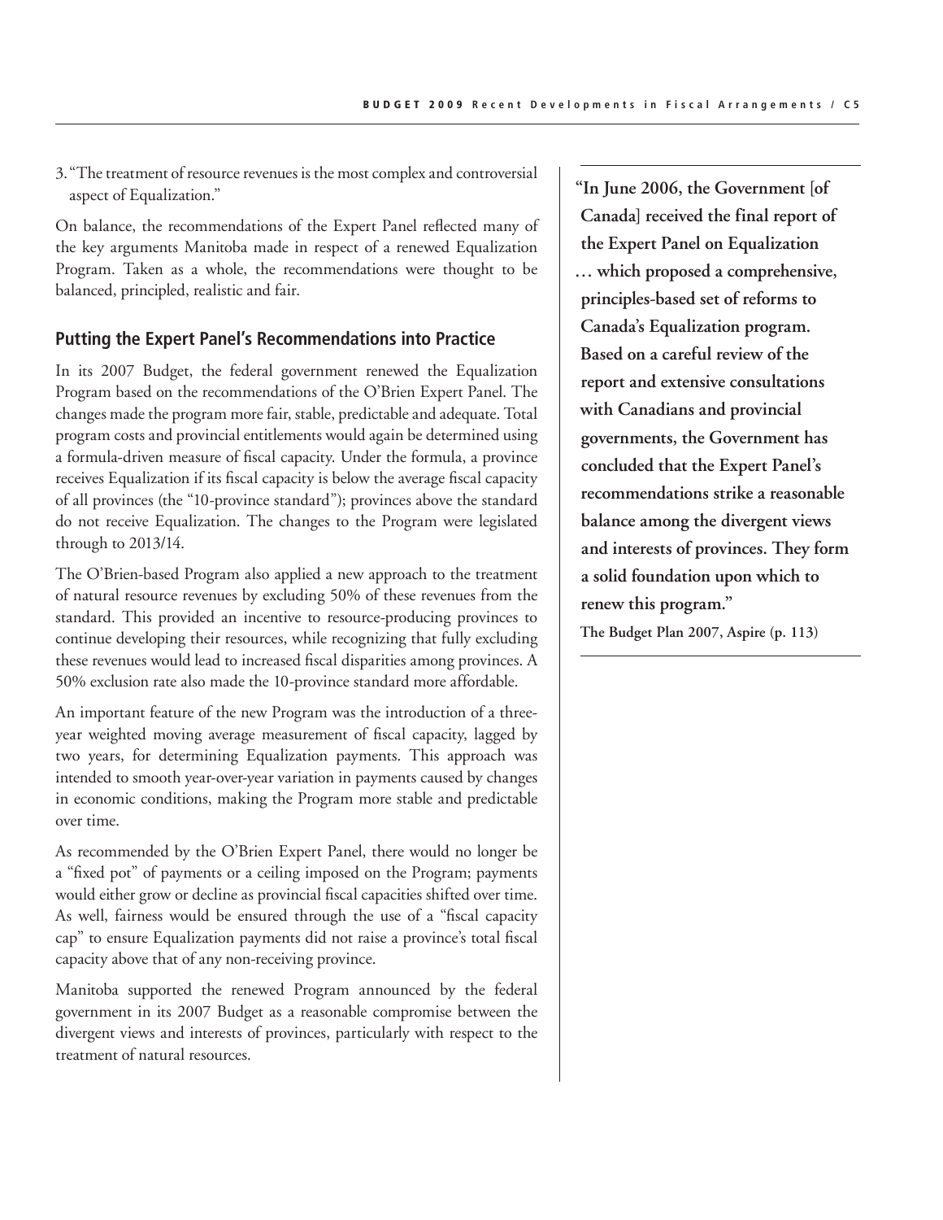3. "The treatment of resource revenues is the most complex and controversial aspect of Equalization."

On balance, the recommendations of the Expert Panel reflected many of the key arguments Manitoba made in respect of a renewed Equalization Program. Taken as a whole, the recommendations were thought to be balanced, principled, realistic and fair.

## Putting the Expert Panel's Recommendations into Practice

In its 2007 Budget, the federal government renewed the Equalization Program based on the recommendations of the O'Brien Expert Panel. The changes made the program more fair, stable, predictable and adequate. Total program costs and provincial entitlements would again be determined using a formula-driven measure of fiscal capacity. Under the formula, a province receives Equalization if its fiscal capacity is below the average fiscal capacity of all provinces (the "10-province standard"); provinces above the standard do not receive Equalization. The changes to the Program were legislated through to 2013/14.

The O'Brien-based Program also applied a new approach to the treatment of natural resource revenues by excluding 50% of these revenues from the standard. This provided an incentive to resource-producing provinces to continue developing their resources, while recognizing that fully excluding these revenues would lead to increased fiscal disparities among provinces. A 50% exclusion rate also made the 10-province standard more affordable.

An important feature of the new Program was the introduction of a three-year weighted moving average measurement of fiscal capacity, lagged by two years, for determining Equalization payments. This approach was intended to smooth year-over-year variation in payments caused by changes in economic conditions, making the Program more stable and predictable over time.

As recommended by the O'Brien Expert Panel, there would no longer be a "fixed pot" of payments or a ceiling imposed on the Program; payments would either grow or decline as provincial fiscal capacities shifted over time. As well, fairness would be ensured through the use of a "fiscal capacity cap" to ensure Equalization payments did not raise a province's total fiscal capacity above that of any non-receiving province.

Manitoba supported the renewed Program announced by the federal government in its 2007 Budget as a reasonable compromise between the divergent views and interests of provinces, particularly with respect to the treatment of natural resources.

> **"In June 2006, the Government [of Canada] received the final report of the Expert Panel on Equalization … which proposed a comprehensive, principles-based set of reforms to Canada's Equalization program. Based on a careful review of the report and extensive consultations with Canadians and provincial governments, the Government has concluded that the Expert Panel's recommendations strike a reasonable balance among the divergent views and interests of provinces. They form a solid foundation upon which to renew this program."**
>
> **The Budget Plan 2007, Aspire (p. 113)**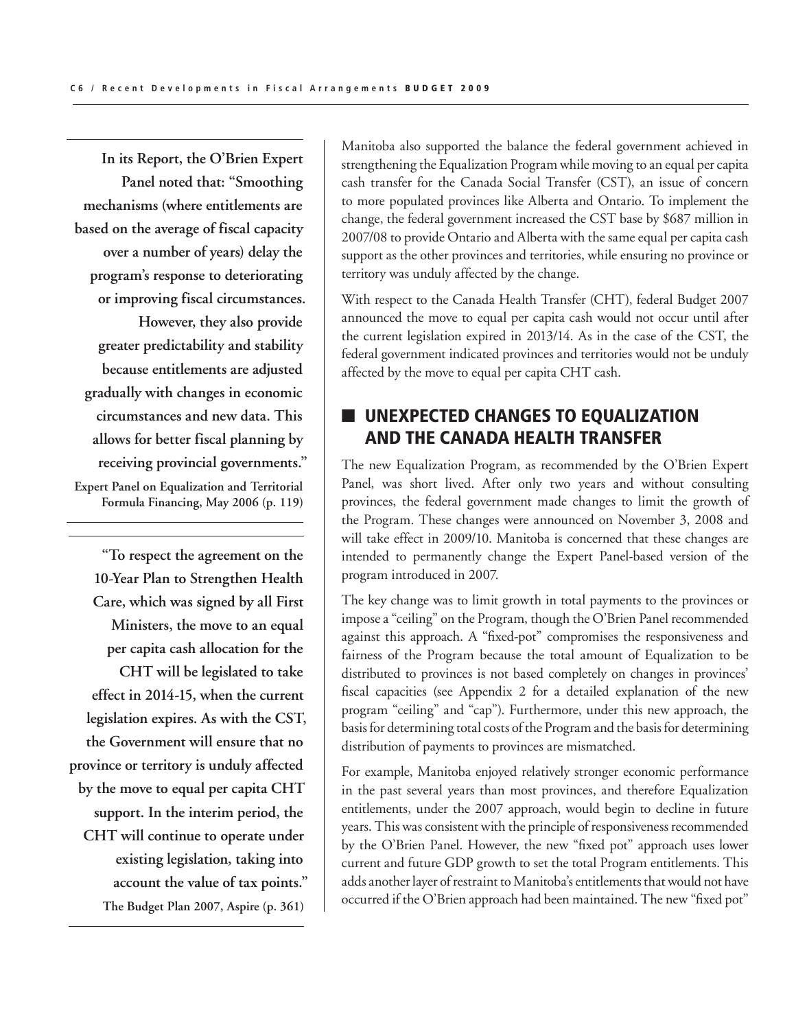**In its Report, the O'Brien Expert Panel noted that: "Smoothing mechanisms (where entitlements are based on the average of fiscal capacity over a number of years) delay the program's response to deteriorating or improving fiscal circumstances. However, they also provide greater predictability and stability because entitlements are adjusted gradually with changes in economic circumstances and new data. This allows for better fiscal planning by receiving provincial governments."**

**Expert Panel on Equalization and Territorial Formula Financing, May 2006 (p. 119)**

**"To respect the agreement on the 10-Year Plan to Strengthen Health Care, which was signed by all First Ministers, the move to an equal per capita cash allocation for the CHT will be legislated to take effect in 2014-15, when the current legislation expires. As with the CST, the Government will ensure that no province or territory is unduly affected by the move to equal per capita CHT support. In the interim period, the CHT will continue to operate under existing legislation, taking into account the value of tax points."**

**The Budget Plan 2007, Aspire (p. 361)**

Manitoba also supported the balance the federal government achieved in strengthening the Equalization Program while moving to an equal per capita cash transfer for the Canada Social Transfer (CST), an issue of concern to more populated provinces like Alberta and Ontario. To implement the change, the federal government increased the CST base by $687 million in 2007/08 to provide Ontario and Alberta with the same equal per capita cash support as the other provinces and territories, while ensuring no province or territory was unduly affected by the change.

With respect to the Canada Health Transfer (CHT), federal Budget 2007 announced the move to equal per capita cash would not occur until after the current legislation expired in 2013/14. As in the case of the CST, the federal government indicated provinces and territories would not be unduly affected by the move to equal per capita CHT cash.

## UNEXPECTED CHANGES TO EQUALIZATION AND THE CANADA HEALTH TRANSFER

The new Equalization Program, as recommended by the O'Brien Expert Panel, was short lived. After only two years and without consulting provinces, the federal government made changes to limit the growth of the Program. These changes were announced on November 3, 2008 and will take effect in 2009/10. Manitoba is concerned that these changes are intended to permanently change the Expert Panel-based version of the program introduced in 2007.

The key change was to limit growth in total payments to the provinces or impose a "ceiling" on the Program, though the O'Brien Panel recommended against this approach. A "fixed-pot" compromises the responsiveness and fairness of the Program because the total amount of Equalization to be distributed to provinces is not based completely on changes in provinces' fiscal capacities (see Appendix 2 for a detailed explanation of the new program "ceiling" and "cap"). Furthermore, under this new approach, the basis for determining total costs of the Program and the basis for determining distribution of payments to provinces are mismatched.

For example, Manitoba enjoyed relatively stronger economic performance in the past several years than most provinces, and therefore Equalization entitlements, under the 2007 approach, would begin to decline in future years. This was consistent with the principle of responsiveness recommended by the O'Brien Panel. However, the new "fixed pot" approach uses lower current and future GDP growth to set the total Program entitlements. This adds another layer of restraint to Manitoba's entitlements that would not have occurred if the O'Brien approach had been maintained. The new "fixed pot"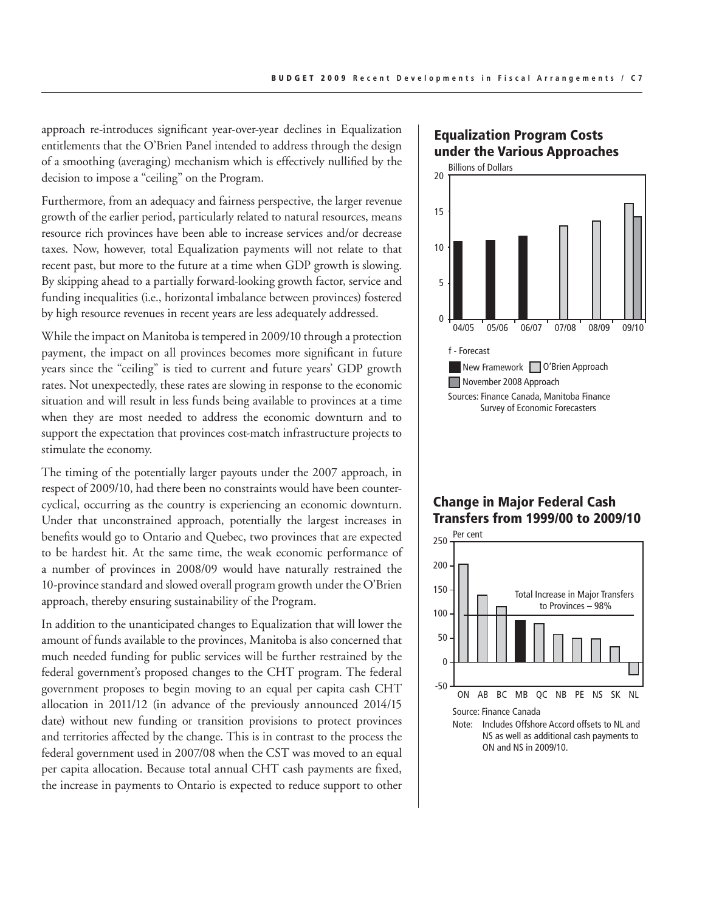approach re-introduces significant year-over-year declines in Equalization entitlements that the O'Brien Panel intended to address through the design of a smoothing (averaging) mechanism which is effectively nullified by the decision to impose a "ceiling" on the Program.

Furthermore, from an adequacy and fairness perspective, the larger revenue growth of the earlier period, particularly related to natural resources, means resource rich provinces have been able to increase services and/or decrease taxes. Now, however, total Equalization payments will not relate to that recent past, but more to the future at a time when GDP growth is slowing. By skipping ahead to a partially forward-looking growth factor, service and funding inequalities (i.e., horizontal imbalance between provinces) fostered by high resource revenues in recent years are less adequately addressed.

While the impact on Manitoba is tempered in 2009/10 through a protection payment, the impact on all provinces becomes more significant in future years since the "ceiling" is tied to current and future years' GDP growth rates. Not unexpectedly, these rates are slowing in response to the economic situation and will result in less funds being available to provinces at a time when they are most needed to address the economic downturn and to support the expectation that provinces cost-match infrastructure projects to stimulate the economy.

The timing of the potentially larger payouts under the 2007 approach, in respect of 2009/10, had there been no constraints would have been counter-cyclical, occurring as the country is experiencing an economic downturn. Under that unconstrained approach, potentially the largest increases in benefits would go to Ontario and Quebec, two provinces that are expected to be hardest hit. At the same time, the weak economic performance of a number of provinces in 2008/09 would have naturally restrained the 10-province standard and slowed overall program growth under the O'Brien approach, thereby ensuring sustainability of the Program.

In addition to the unanticipated changes to Equalization that will lower the amount of funds available to the provinces, Manitoba is also concerned that much needed funding for public services will be further restrained by the federal government's proposed changes to the CHT program. The federal government proposes to begin moving to an equal per capita cash CHT allocation in 2011/12 (in advance of the previously announced 2014/15 date) without new funding or transition provisions to protect provinces and territories affected by the change. This is in contrast to the process the federal government used in 2007/08 when the CST was moved to an equal per capita allocation. Because total annual CHT cash payments are fixed, the increase in payments to Ontario is expected to reduce support to other

## Equalization Program Costs under the Various Approaches

Billions of Dollars

f - Forecast

New Framework | O'Brien Approach | November 2008 Approach

Sources: Finance Canada, Manitoba Finance Survey of Economic Forecasters

## Change in Major Federal Cash Transfers from 1999/00 to 2009/10

Per cent

Total Increase in Major Transfers to Provinces – 98%

Source: Finance Canada

Note: Includes Offshore Accord offsets to NL and NS as well as additional cash payments to ON and NS in 2009/10.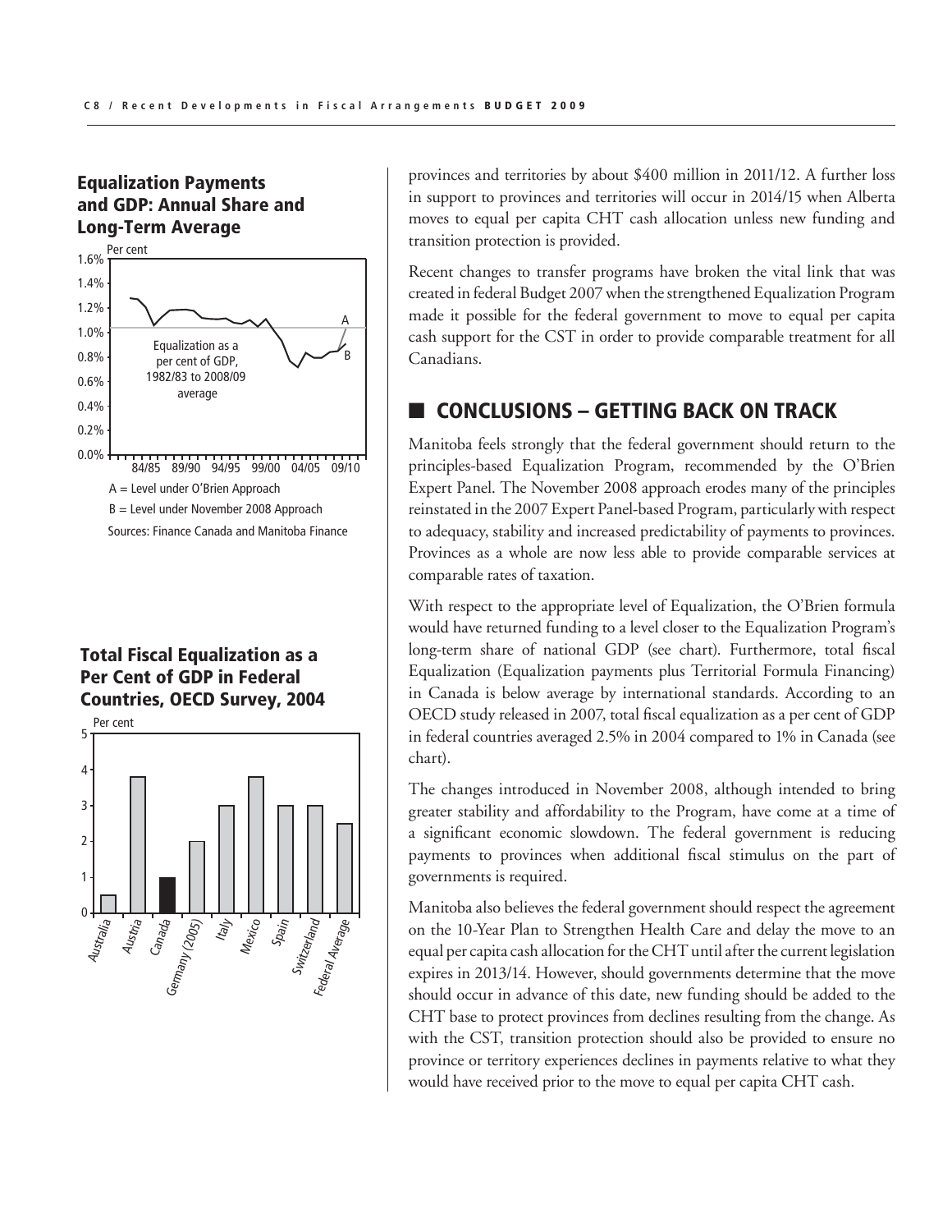### Equalization Payments and GDP: Annual Share and Long-Term Average

Per cent

Equalization as a per cent of GDP, 1982/83 to 2008/09 average

A = Level under O'Brien Approach

B = Level under November 2008 Approach

Sources: Finance Canada and Manitoba Finance

### Total Fiscal Equalization as a Per Cent of GDP in Federal Countries, OECD Survey, 2004

Per cent

Australia, Austria, Canada, Germany (2005), Italy, Mexico, Spain, Switzerland, Federal Average

provinces and territories by about $400 million in 2011/12. A further loss in support to provinces and territories will occur in 2014/15 when Alberta moves to equal per capita CHT cash allocation unless new funding and transition protection is provided.

Recent changes to transfer programs have broken the vital link that was created in federal Budget 2007 when the strengthened Equalization Program made it possible for the federal government to move to equal per capita cash support for the CST in order to provide comparable treatment for all Canadians.

## CONCLUSIONS – GETTING BACK ON TRACK

Manitoba feels strongly that the federal government should return to the principles-based Equalization Program, recommended by the O'Brien Expert Panel. The November 2008 approach erodes many of the principles reinstated in the 2007 Expert Panel-based Program, particularly with respect to adequacy, stability and increased predictability of payments to provinces. Provinces as a whole are now less able to provide comparable services at comparable rates of taxation.

With respect to the appropriate level of Equalization, the O'Brien formula would have returned funding to a level closer to the Equalization Program's long-term share of national GDP (see chart). Furthermore, total fiscal Equalization (Equalization payments plus Territorial Formula Financing) in Canada is below average by international standards. According to an OECD study released in 2007, total fiscal equalization as a per cent of GDP in federal countries averaged 2.5% in 2004 compared to 1% in Canada (see chart).

The changes introduced in November 2008, although intended to bring greater stability and affordability to the Program, have come at a time of a significant economic slowdown. The federal government is reducing payments to provinces when additional fiscal stimulus on the part of governments is required.

Manitoba also believes the federal government should respect the agreement on the 10-Year Plan to Strengthen Health Care and delay the move to an equal per capita cash allocation for the CHT until after the current legislation expires in 2013/14. However, should governments determine that the move should occur in advance of this date, new funding should be added to the CHT base to protect provinces from declines resulting from the change. As with the CST, transition protection should also be provided to ensure no province or territory experiences declines in payments relative to what they would have received prior to the move to equal per capita CHT cash.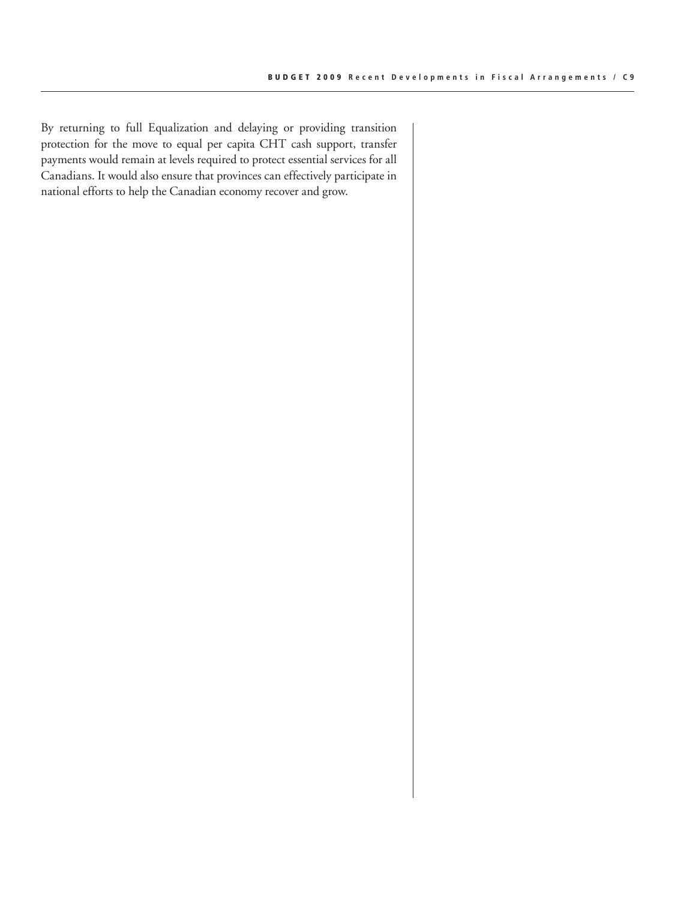By returning to full Equalization and delaying or providing transition protection for the move to equal per capita CHT cash support, transfer payments would remain at levels required to protect essential services for all Canadians. It would also ensure that provinces can effectively participate in national efforts to help the Canadian economy recover and grow.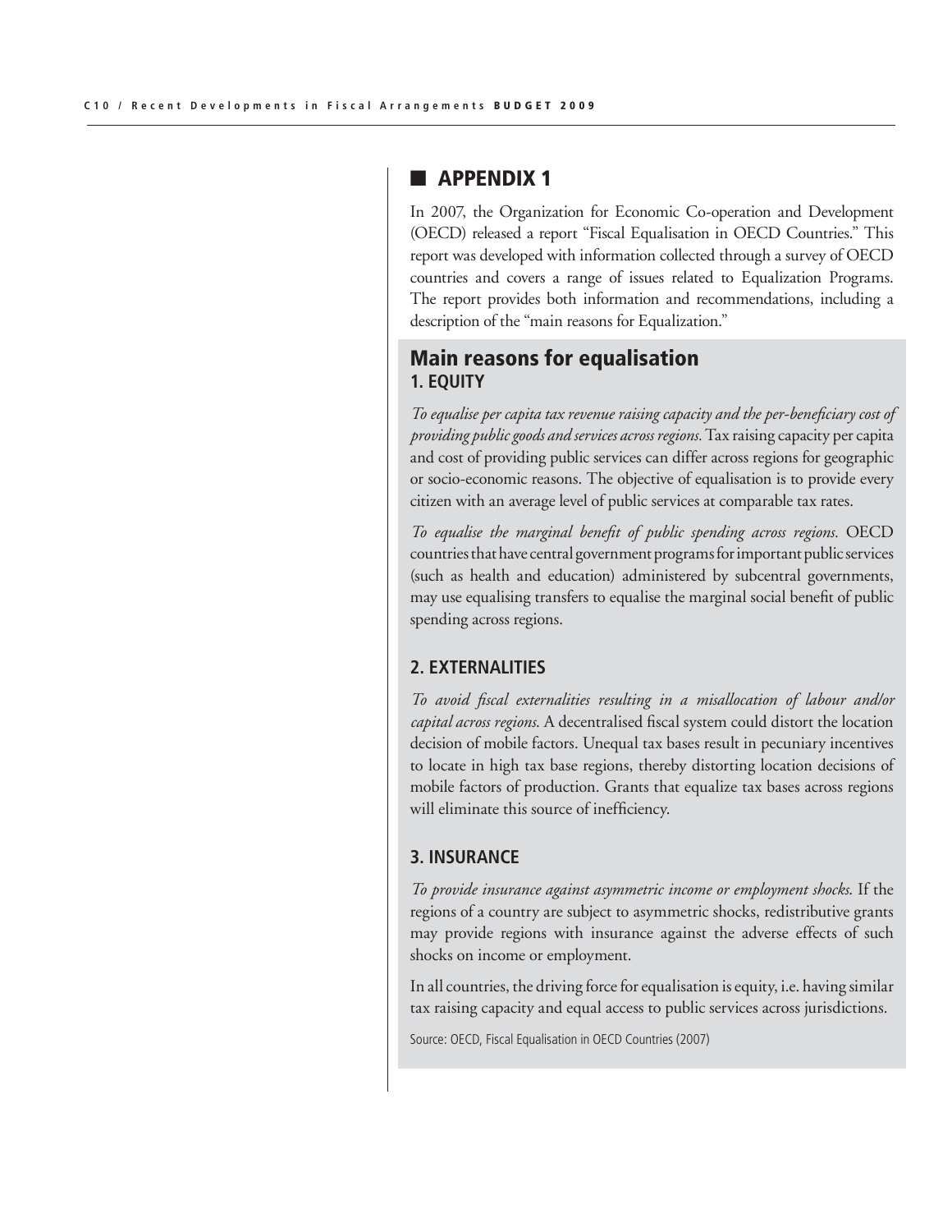## APPENDIX 1

In 2007, the Organization for Economic Co-operation and Development (OECD) released a report "Fiscal Equalisation in OECD Countries." This report was developed with information collected through a survey of OECD countries and covers a range of issues related to Equalization Programs. The report provides both information and recommendations, including a description of the "main reasons for Equalization."

### Main reasons for equalisation

#### 1. EQUITY

*To equalise per capita tax revenue raising capacity and the per-beneficiary cost of providing public goods and services across regions.* Tax raising capacity per capita and cost of providing public services can differ across regions for geographic or socio-economic reasons. The objective of equalisation is to provide every citizen with an average level of public services at comparable tax rates.

*To equalise the marginal benefit of public spending across regions.* OECD countries that have central government programs for important public services (such as health and education) administered by subcentral governments, may use equalising transfers to equalise the marginal social benefit of public spending across regions.

#### 2. EXTERNALITIES

*To avoid fiscal externalities resulting in a misallocation of labour and/or capital across regions.* A decentralised fiscal system could distort the location decision of mobile factors. Unequal tax bases result in pecuniary incentives to locate in high tax base regions, thereby distorting location decisions of mobile factors of production. Grants that equalize tax bases across regions will eliminate this source of inefficiency.

#### 3. INSURANCE

*To provide insurance against asymmetric income or employment shocks.* If the regions of a country are subject to asymmetric shocks, redistributive grants may provide regions with insurance against the adverse effects of such shocks on income or employment.

In all countries, the driving force for equalisation is equity, i.e. having similar tax raising capacity and equal access to public services across jurisdictions.

Source: OECD, Fiscal Equalisation in OECD Countries (2007)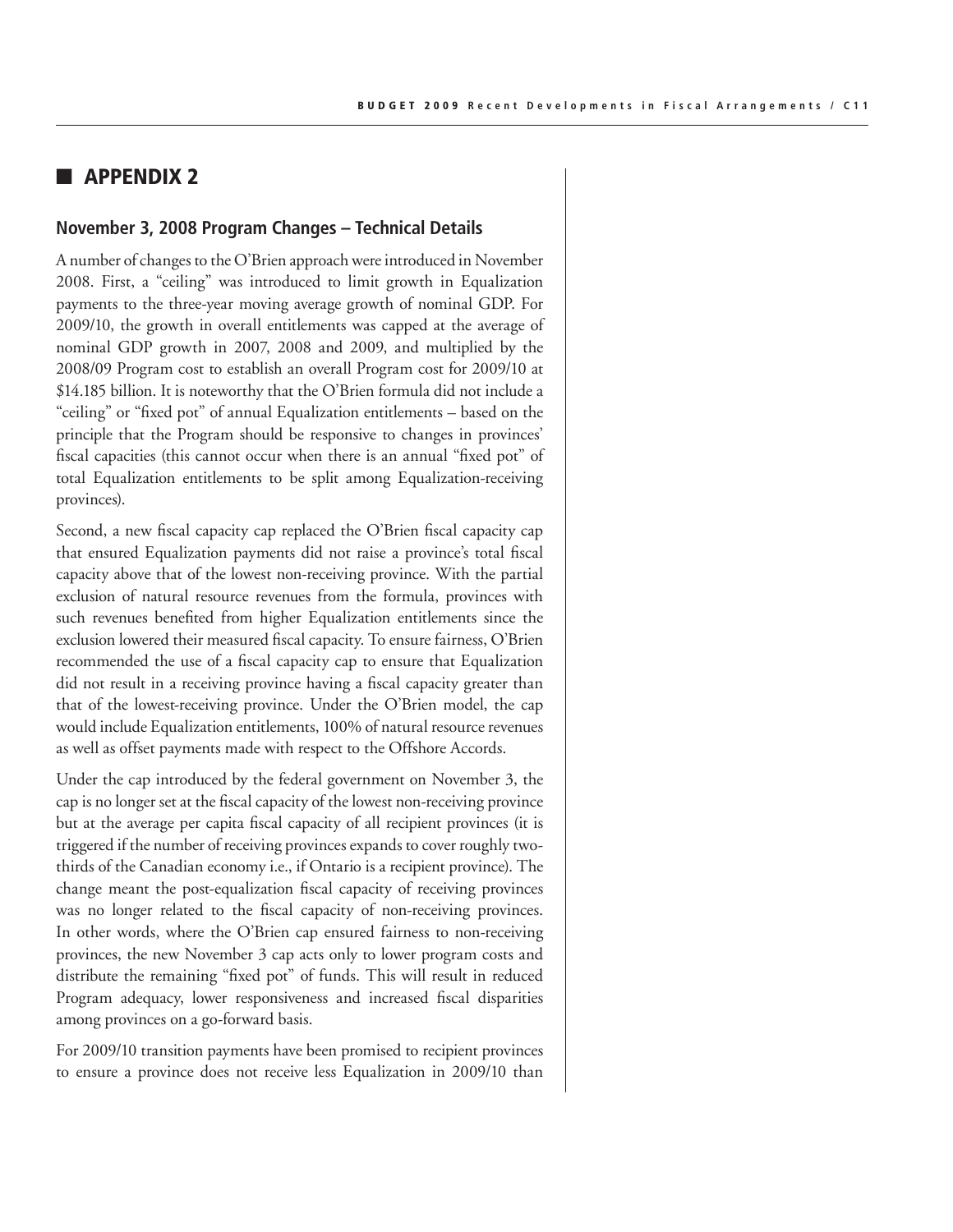## ■ APPENDIX 2

### November 3, 2008 Program Changes – Technical Details

A number of changes to the O'Brien approach were introduced in November 2008. First, a "ceiling" was introduced to limit growth in Equalization payments to the three-year moving average growth of nominal GDP. For 2009/10, the growth in overall entitlements was capped at the average of nominal GDP growth in 2007, 2008 and 2009, and multiplied by the 2008/09 Program cost to establish an overall Program cost for 2009/10 at $14.185 billion. It is noteworthy that the O'Brien formula did not include a "ceiling" or "fixed pot" of annual Equalization entitlements – based on the principle that the Program should be responsive to changes in provinces' fiscal capacities (this cannot occur when there is an annual "fixed pot" of total Equalization entitlements to be split among Equalization-receiving provinces).

Second, a new fiscal capacity cap replaced the O'Brien fiscal capacity cap that ensured Equalization payments did not raise a province's total fiscal capacity above that of the lowest non-receiving province. With the partial exclusion of natural resource revenues from the formula, provinces with such revenues benefited from higher Equalization entitlements since the exclusion lowered their measured fiscal capacity. To ensure fairness, O'Brien recommended the use of a fiscal capacity cap to ensure that Equalization did not result in a receiving province having a fiscal capacity greater than that of the lowest-receiving province. Under the O'Brien model, the cap would include Equalization entitlements, 100% of natural resource revenues as well as offset payments made with respect to the Offshore Accords.

Under the cap introduced by the federal government on November 3, the cap is no longer set at the fiscal capacity of the lowest non-receiving province but at the average per capita fiscal capacity of all recipient provinces (it is triggered if the number of receiving provinces expands to cover roughly two-thirds of the Canadian economy i.e., if Ontario is a recipient province). The change meant the post-equalization fiscal capacity of receiving provinces was no longer related to the fiscal capacity of non-receiving provinces. In other words, where the O'Brien cap ensured fairness to non-receiving provinces, the new November 3 cap acts only to lower program costs and distribute the remaining "fixed pot" of funds. This will result in reduced Program adequacy, lower responsiveness and increased fiscal disparities among provinces on a go-forward basis.

For 2009/10 transition payments have been promised to recipient provinces to ensure a province does not receive less Equalization in 2009/10 than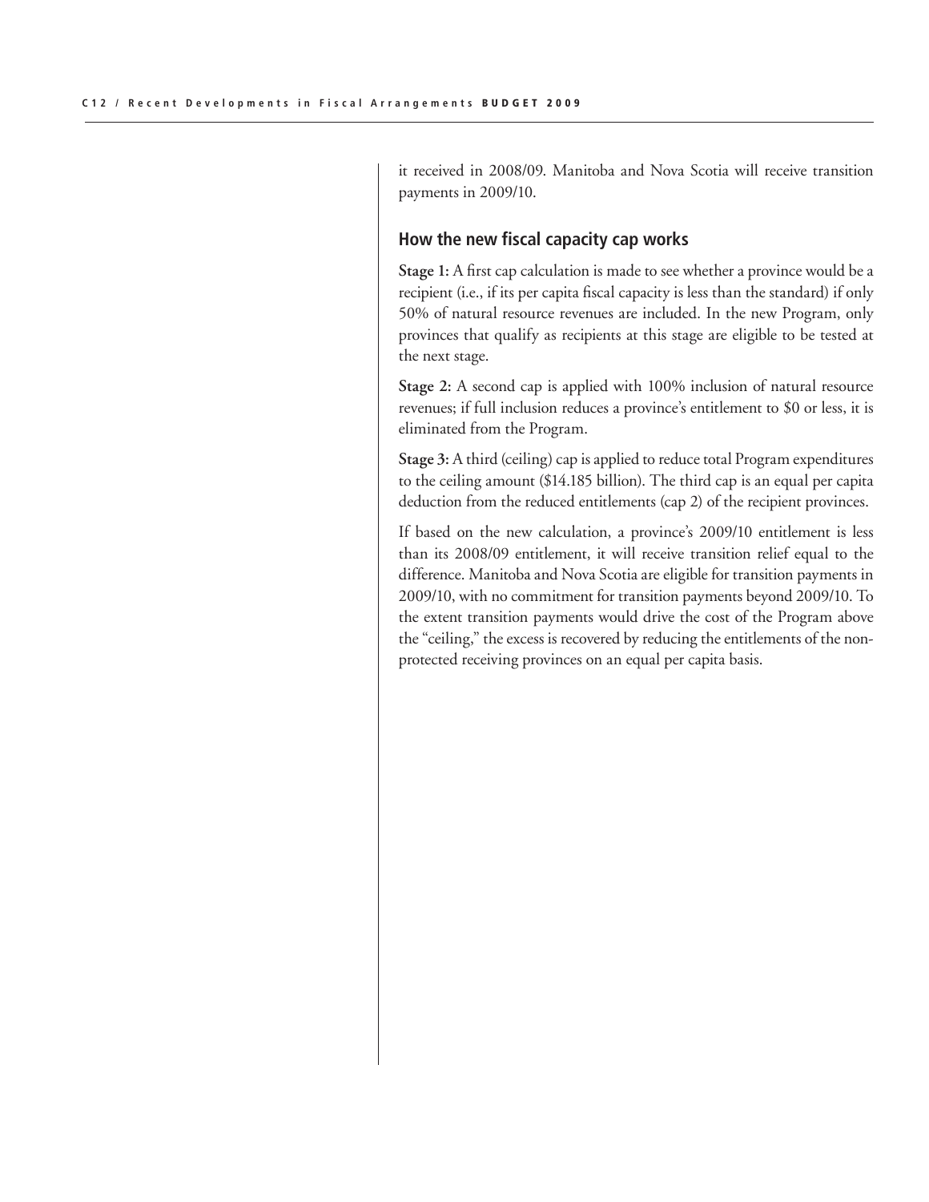it received in 2008/09. Manitoba and Nova Scotia will receive transition payments in 2009/10.

## How the new fiscal capacity cap works

**Stage 1:** A first cap calculation is made to see whether a province would be a recipient (i.e., if its per capita fiscal capacity is less than the standard) if only 50% of natural resource revenues are included. In the new Program, only provinces that qualify as recipients at this stage are eligible to be tested at the next stage.

**Stage 2:** A second cap is applied with 100% inclusion of natural resource revenues; if full inclusion reduces a province's entitlement to $0 or less, it is eliminated from the Program.

**Stage 3:** A third (ceiling) cap is applied to reduce total Program expenditures to the ceiling amount ($14.185 billion). The third cap is an equal per capita deduction from the reduced entitlements (cap 2) of the recipient provinces.

If based on the new calculation, a province's 2009/10 entitlement is less than its 2008/09 entitlement, it will receive transition relief equal to the difference. Manitoba and Nova Scotia are eligible for transition payments in 2009/10, with no commitment for transition payments beyond 2009/10. To the extent transition payments would drive the cost of the Program above the "ceiling," the excess is recovered by reducing the entitlements of the non-protected receiving provinces on an equal per capita basis.